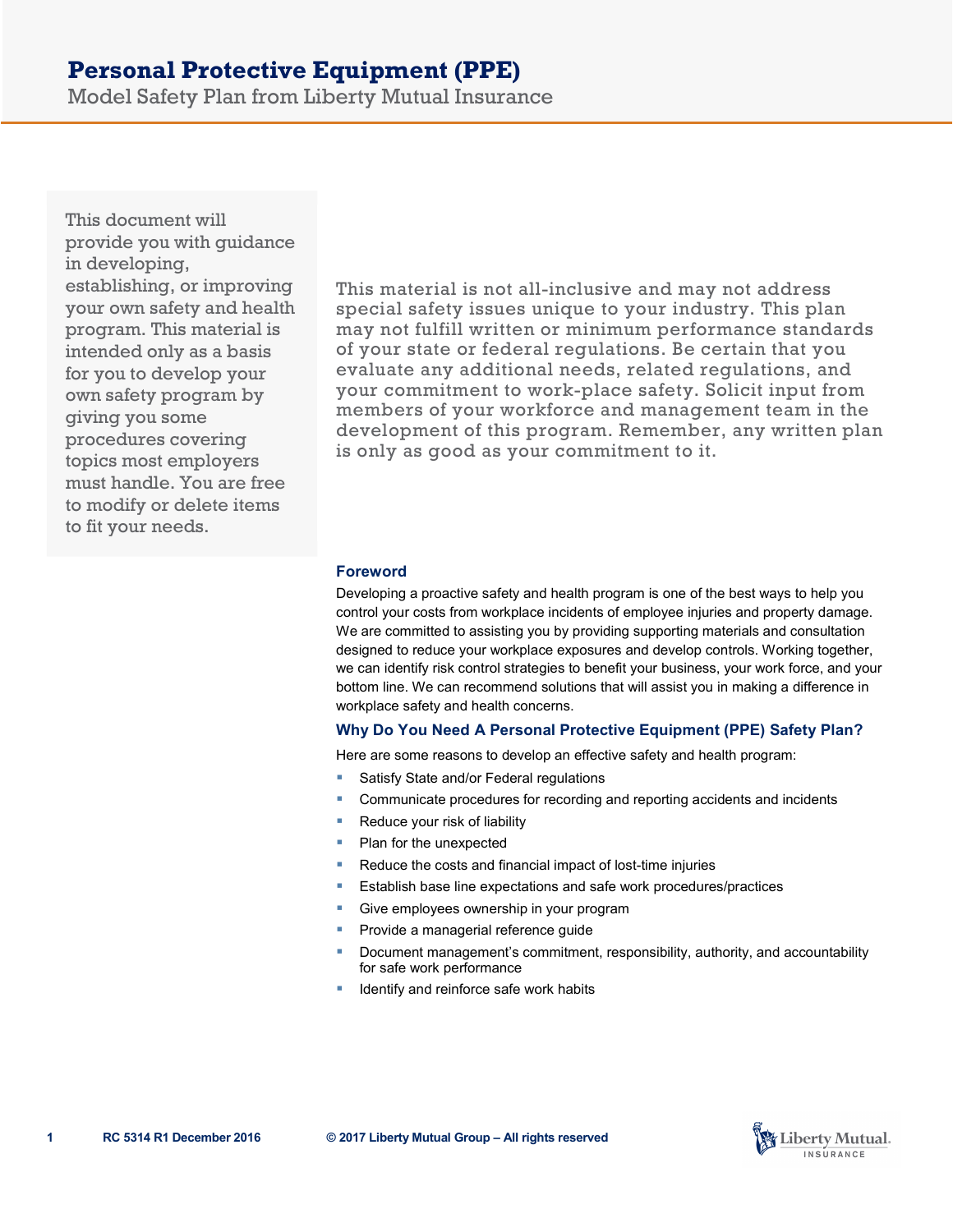# Personal Protective Equipment (PPE)

Model Safety Plan from Liberty Mutual Insurance

This document will provide you with guidance in developing, establishing, or improving your own safety and health program. This material is intended only as a basis for you to develop your own safety program by giving you some procedures covering topics most employers must handle. You are free to modify or delete items to fit your needs.

This material is not all-inclusive and may not address special safety issues unique to your industry. This plan may not fulfill written or minimum performance standards of your state or federal regulations. Be certain that you evaluate any additional needs, related regulations, and your commitment to work-place safety. Solicit input from members of your workforce and management team in the development of this program. Remember, any written plan is only as good as your commitment to it.

### Foreword

Developing a proactive safety and health program is one of the best ways to help you control your costs from workplace incidents of employee injuries and property damage. We are committed to assisting you by providing supporting materials and consultation designed to reduce your workplace exposures and develop controls. Working together, we can identify risk control strategies to benefit your business, your work force, and your bottom line. We can recommend solutions that will assist you in making a difference in workplace safety and health concerns.

### Why Do You Need A Personal Protective Equipment (PPE) Safety Plan?

Here are some reasons to develop an effective safety and health program:

- Satisfy State and/or Federal regulations
- Communicate procedures for recording and reporting accidents and incidents
- Reduce your risk of liability
- Plan for the unexpected
- Reduce the costs and financial impact of lost-time injuries
- Establish base line expectations and safe work procedures/practices
- Give employees ownership in your program
- Provide a managerial reference guide
- Document management's commitment, responsibility, authority, and accountability for safe work performance
- Identify and reinforce safe work habits

RC 5314 R1 December 2016 © 2017 Liberty Mutual Group – All rights reserved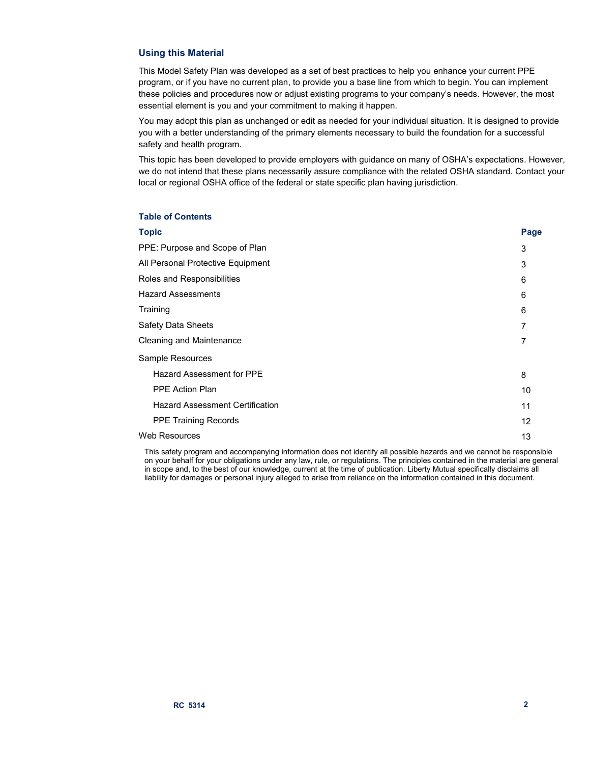## Using this Material

This Model Safety Plan was developed as a set of best practices to help you enhance your current PPE program, or if you have no current plan, to provide you a base line from which to begin. You can implement these policies and procedures now or adjust existing programs to your company's needs. However, the most essential element is you and your commitment to making it happen.

You may adopt this plan as unchanged or edit as needed for your individual situation. It is designed to provide you with a better understanding of the primary elements necessary to build the foundation for a successful safety and health program.

This topic has been developed to provide employers with guidance on many of OSHA's expectations. However, we do not intend that these plans necessarily assure compliance with the related OSHA standard. Contact your local or regional OSHA office of the federal or state specific plan having jurisdiction.

### Table of Contents

| Topic | Page |
|---|---|
| PPE: Purpose and Scope of Plan | 3 |
| All Personal Protective Equipment | 3 |
| Roles and Responsibilities | 6 |
| Hazard Assessments | 6 |
| Training | 6 |
| Safety Data Sheets | 7 |
| Cleaning and Maintenance | 7 |
| Sample Resources | |
| Hazard Assessment for PPE | 8 |
| PPE Action Plan | 10 |
| Hazard Assessment Certification | 11 |
| PPE Training Records | 12 |
| Web Resources | 13 |

This safety program and accompanying information does not identify all possible hazards and we cannot be responsible on your behalf for your obligations under any law, rule, or regulations. The principles contained in the material are general in scope and, to the best of our knowledge, current at the time of publication. Liberty Mutual specifically disclaims all liability for damages or personal injury alleged to arise from reliance on the information contained in this document.

RC 5314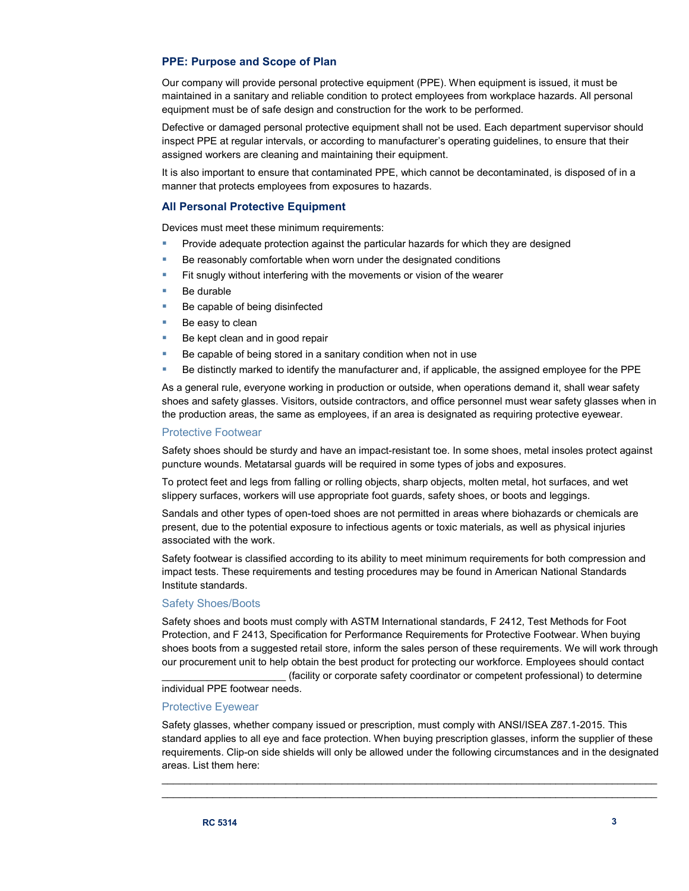## PPE: Purpose and Scope of Plan

Our company will provide personal protective equipment (PPE). When equipment is issued, it must be maintained in a sanitary and reliable condition to protect employees from workplace hazards. All personal equipment must be of safe design and construction for the work to be performed.

Defective or damaged personal protective equipment shall not be used. Each department supervisor should inspect PPE at regular intervals, or according to manufacturer's operating guidelines, to ensure that their assigned workers are cleaning and maintaining their equipment.

It is also important to ensure that contaminated PPE, which cannot be decontaminated, is disposed of in a manner that protects employees from exposures to hazards.

## All Personal Protective Equipment

Devices must meet these minimum requirements:

- Provide adequate protection against the particular hazards for which they are designed
- Be reasonably comfortable when worn under the designated conditions
- Fit snugly without interfering with the movements or vision of the wearer
- Be durable
- Be capable of being disinfected
- Be easy to clean
- Be kept clean and in good repair
- Be capable of being stored in a sanitary condition when not in use
- Be distinctly marked to identify the manufacturer and, if applicable, the assigned employee for the PPE

As a general rule, everyone working in production or outside, when operations demand it, shall wear safety shoes and safety glasses. Visitors, outside contractors, and office personnel must wear safety glasses when in the production areas, the same as employees, if an area is designated as requiring protective eyewear.

### Protective Footwear

Safety shoes should be sturdy and have an impact-resistant toe. In some shoes, metal insoles protect against puncture wounds. Metatarsal guards will be required in some types of jobs and exposures.

To protect feet and legs from falling or rolling objects, sharp objects, molten metal, hot surfaces, and wet slippery surfaces, workers will use appropriate foot guards, safety shoes, or boots and leggings.

Sandals and other types of open-toed shoes are not permitted in areas where biohazards or chemicals are present, due to the potential exposure to infectious agents or toxic materials, as well as physical injuries associated with the work.

Safety footwear is classified according to its ability to meet minimum requirements for both compression and impact tests. These requirements and testing procedures may be found in American National Standards Institute standards.

### Safety Shoes/Boots

Safety shoes and boots must comply with ASTM International standards, F 2412, Test Methods for Foot Protection, and F 2413, Specification for Performance Requirements for Protective Footwear. When buying shoes boots from a suggested retail store, inform the sales person of these requirements. We will work through our procurement unit to help obtain the best product for protecting our workforce. Employees should contact _____________________ (facility or corporate safety coordinator or competent professional) to determine individual PPE footwear needs.

### Protective Eyewear

Safety glasses, whether company issued or prescription, must comply with ANSI/ISEA Z87.1-2015. This standard applies to all eye and face protection. When buying prescription glasses, inform the supplier of these requirements. Clip-on side shields will only be allowed under the following circumstances and in the designated areas. List them here:

______________________________________________________________________________________

______________________________________________________________________________________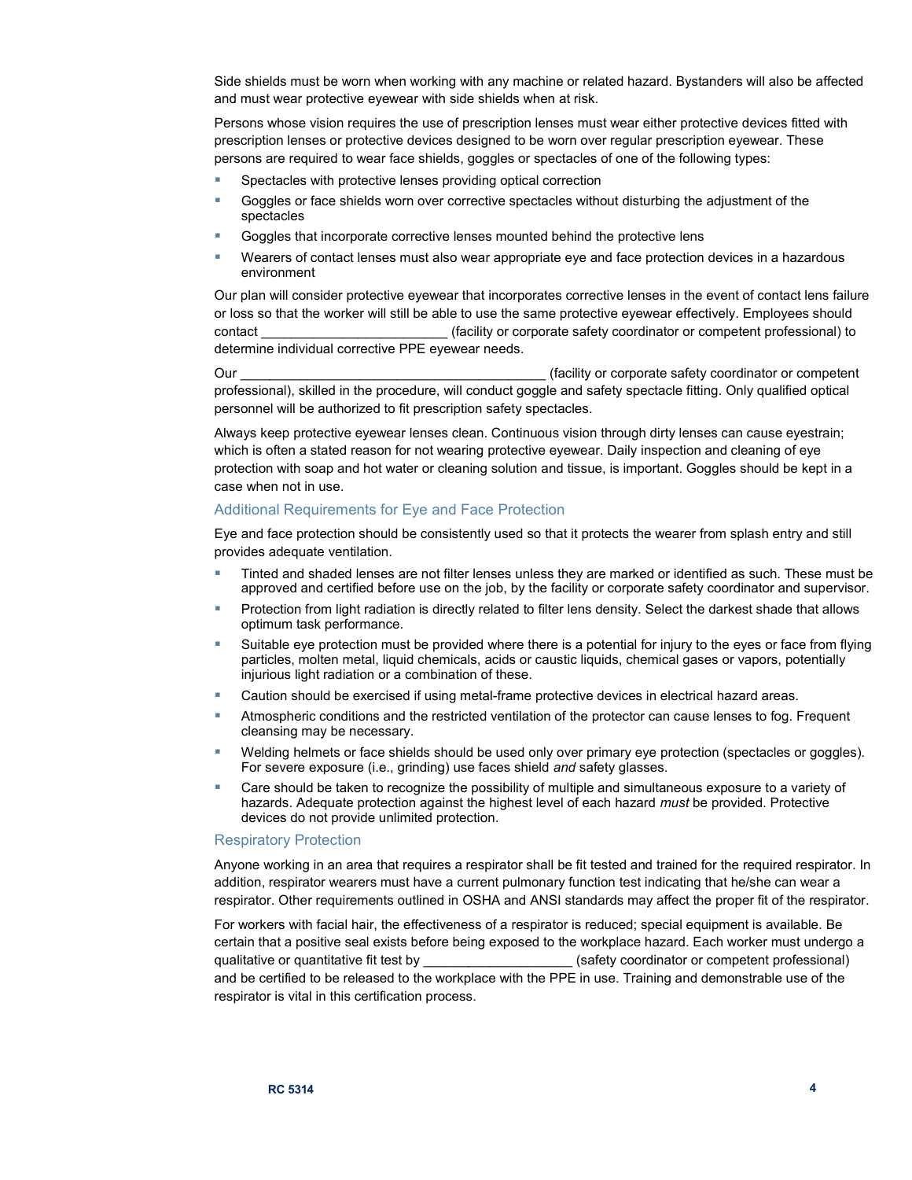Side shields must be worn when working with any machine or related hazard. Bystanders will also be affected and must wear protective eyewear with side shields when at risk.

Persons whose vision requires the use of prescription lenses must wear either protective devices fitted with prescription lenses or protective devices designed to be worn over regular prescription eyewear. These persons are required to wear face shields, goggles or spectacles of one of the following types:

- Spectacles with protective lenses providing optical correction
- Goggles or face shields worn over corrective spectacles without disturbing the adjustment of the spectacles
- Goggles that incorporate corrective lenses mounted behind the protective lens
- Wearers of contact lenses must also wear appropriate eye and face protection devices in a hazardous environment

Our plan will consider protective eyewear that incorporates corrective lenses in the event of contact lens failure or loss so that the worker will still be able to use the same protective eyewear effectively. Employees should contact _________________________ (facility or corporate safety coordinator or competent professional) to determine individual corrective PPE eyewear needs.

Our _________________________________________ (facility or corporate safety coordinator or competent professional), skilled in the procedure, will conduct goggle and safety spectacle fitting. Only qualified optical personnel will be authorized to fit prescription safety spectacles.

Always keep protective eyewear lenses clean. Continuous vision through dirty lenses can cause eyestrain; which is often a stated reason for not wearing protective eyewear. Daily inspection and cleaning of eye protection with soap and hot water or cleaning solution and tissue, is important. Goggles should be kept in a case when not in use.

### Additional Requirements for Eye and Face Protection

Eye and face protection should be consistently used so that it protects the wearer from splash entry and still provides adequate ventilation.

- Tinted and shaded lenses are not filter lenses unless they are marked or identified as such. These must be approved and certified before use on the job, by the facility or corporate safety coordinator and supervisor.
- Protection from light radiation is directly related to filter lens density. Select the darkest shade that allows optimum task performance.
- Suitable eye protection must be provided where there is a potential for injury to the eyes or face from flying particles, molten metal, liquid chemicals, acids or caustic liquids, chemical gases or vapors, potentially injurious light radiation or a combination of these.
- Caution should be exercised if using metal-frame protective devices in electrical hazard areas.
- Atmospheric conditions and the restricted ventilation of the protector can cause lenses to fog. Frequent cleansing may be necessary.
- Welding helmets or face shields should be used only over primary eye protection (spectacles or goggles). For severe exposure (i.e., grinding) use faces shield *and* safety glasses.
- Care should be taken to recognize the possibility of multiple and simultaneous exposure to a variety of hazards. Adequate protection against the highest level of each hazard *must* be provided. Protective devices do not provide unlimited protection.

### Respiratory Protection

Anyone working in an area that requires a respirator shall be fit tested and trained for the required respirator. In addition, respirator wearers must have a current pulmonary function test indicating that he/she can wear a respirator. Other requirements outlined in OSHA and ANSI standards may affect the proper fit of the respirator.

For workers with facial hair, the effectiveness of a respirator is reduced; special equipment is available. Be certain that a positive seal exists before being exposed to the workplace hazard. Each worker must undergo a qualitative or quantitative fit test by ____________________ (safety coordinator or competent professional) and be certified to be released to the workplace with the PPE in use. Training and demonstrable use of the respirator is vital in this certification process.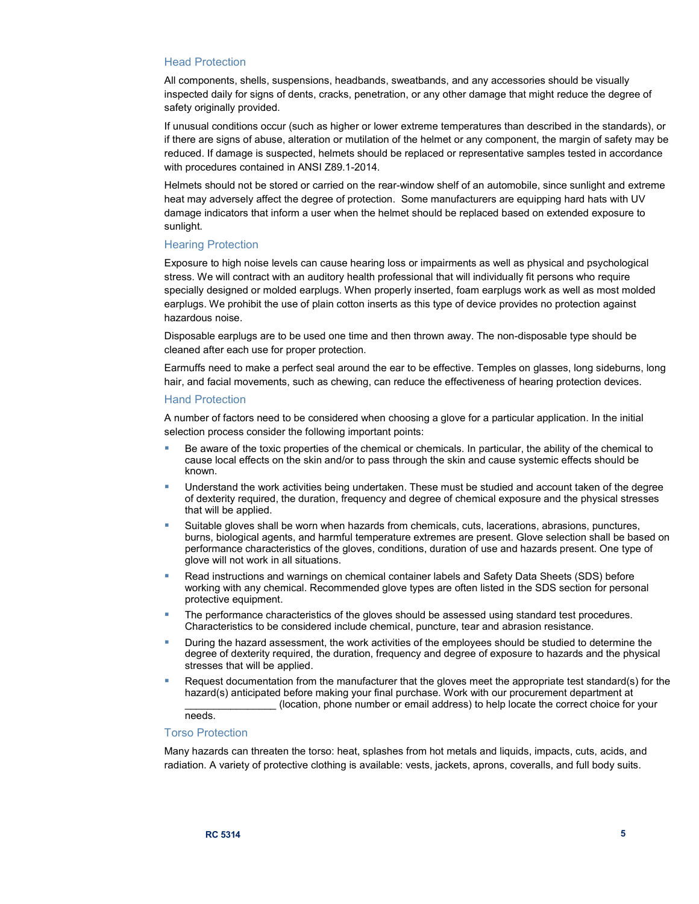## Head Protection

All components, shells, suspensions, headbands, sweatbands, and any accessories should be visually inspected daily for signs of dents, cracks, penetration, or any other damage that might reduce the degree of safety originally provided.

If unusual conditions occur (such as higher or lower extreme temperatures than described in the standards), or if there are signs of abuse, alteration or mutilation of the helmet or any component, the margin of safety may be reduced. If damage is suspected, helmets should be replaced or representative samples tested in accordance with procedures contained in ANSI Z89.1-2014.

Helmets should not be stored or carried on the rear-window shelf of an automobile, since sunlight and extreme heat may adversely affect the degree of protection. Some manufacturers are equipping hard hats with UV damage indicators that inform a user when the helmet should be replaced based on extended exposure to sunlight.

## Hearing Protection

Exposure to high noise levels can cause hearing loss or impairments as well as physical and psychological stress. We will contract with an auditory health professional that will individually fit persons who require specially designed or molded earplugs. When properly inserted, foam earplugs work as well as most molded earplugs. We prohibit the use of plain cotton inserts as this type of device provides no protection against hazardous noise.

Disposable earplugs are to be used one time and then thrown away. The non-disposable type should be cleaned after each use for proper protection.

Earmuffs need to make a perfect seal around the ear to be effective. Temples on glasses, long sideburns, long hair, and facial movements, such as chewing, can reduce the effectiveness of hearing protection devices.

## Hand Protection

A number of factors need to be considered when choosing a glove for a particular application. In the initial selection process consider the following important points:

- Be aware of the toxic properties of the chemical or chemicals. In particular, the ability of the chemical to cause local effects on the skin and/or to pass through the skin and cause systemic effects should be known.
- Understand the work activities being undertaken. These must be studied and account taken of the degree of dexterity required, the duration, frequency and degree of chemical exposure and the physical stresses that will be applied.
- Suitable gloves shall be worn when hazards from chemicals, cuts, lacerations, abrasions, punctures, burns, biological agents, and harmful temperature extremes are present. Glove selection shall be based on performance characteristics of the gloves, conditions, duration of use and hazards present. One type of glove will not work in all situations.
- Read instructions and warnings on chemical container labels and Safety Data Sheets (SDS) before working with any chemical. Recommended glove types are often listed in the SDS section for personal protective equipment.
- The performance characteristics of the gloves should be assessed using standard test procedures. Characteristics to be considered include chemical, puncture, tear and abrasion resistance.
- During the hazard assessment, the work activities of the employees should be studied to determine the degree of dexterity required, the duration, frequency and degree of exposure to hazards and the physical stresses that will be applied.
- Request documentation from the manufacturer that the gloves meet the appropriate test standard(s) for the hazard(s) anticipated before making your final purchase. Work with our procurement department at ________________ (location, phone number or email address) to help locate the correct choice for your needs.

## Torso Protection

Many hazards can threaten the torso: heat, splashes from hot metals and liquids, impacts, cuts, acids, and radiation. A variety of protective clothing is available: vests, jackets, aprons, coveralls, and full body suits.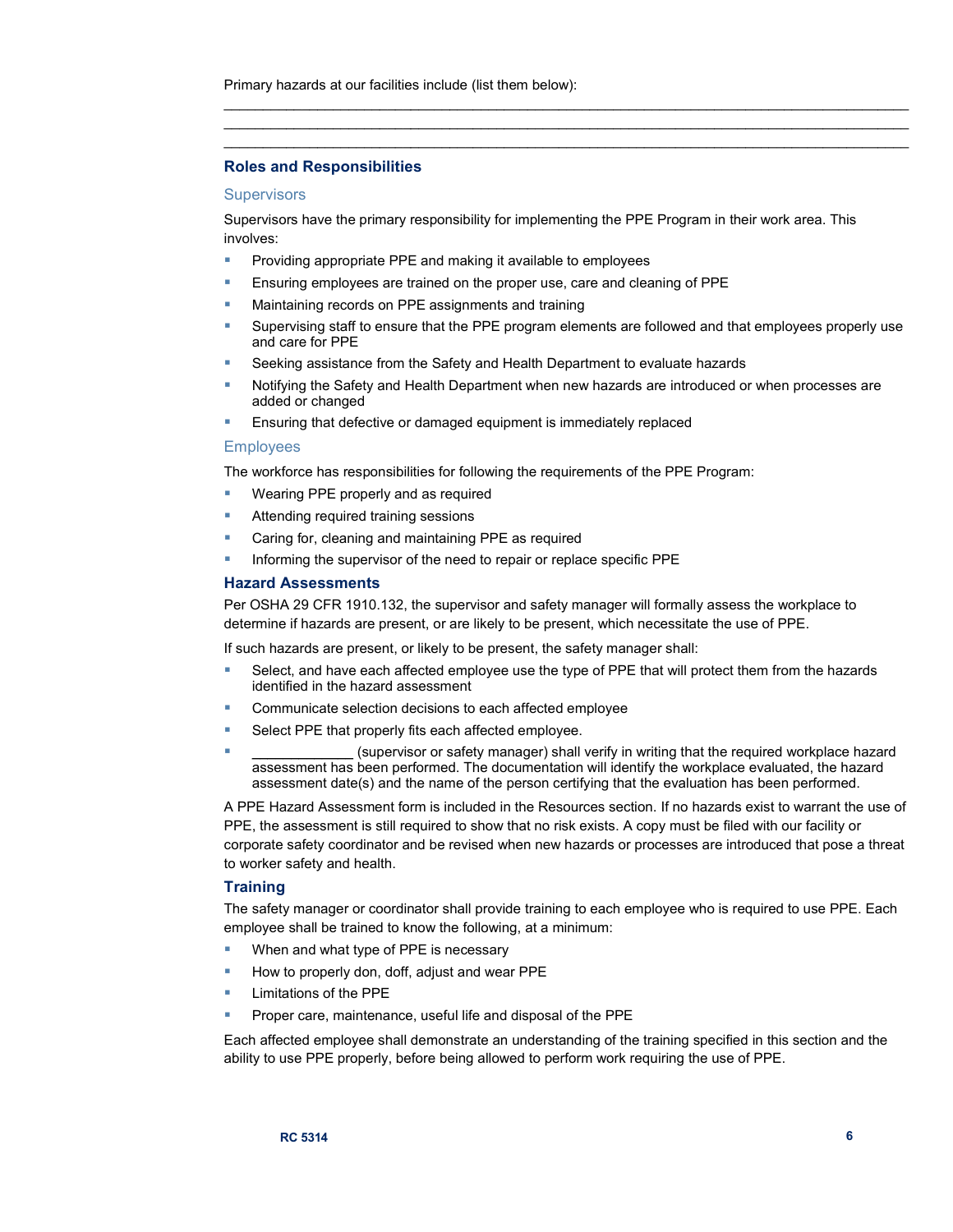Primary hazards at our facilities include (list them below):

______________________________________________________________________________
______________________________________________________________________________
______________________________________________________________________________

## Roles and Responsibilities

### Supervisors

Supervisors have the primary responsibility for implementing the PPE Program in their work area. This involves:

- Providing appropriate PPE and making it available to employees
- Ensuring employees are trained on the proper use, care and cleaning of PPE
- Maintaining records on PPE assignments and training
- Supervising staff to ensure that the PPE program elements are followed and that employees properly use and care for PPE
- Seeking assistance from the Safety and Health Department to evaluate hazards
- Notifying the Safety and Health Department when new hazards are introduced or when processes are added or changed
- Ensuring that defective or damaged equipment is immediately replaced

### Employees

The workforce has responsibilities for following the requirements of the PPE Program:

- Wearing PPE properly and as required
- Attending required training sessions
- Caring for, cleaning and maintaining PPE as required
- Informing the supervisor of the need to repair or replace specific PPE

## Hazard Assessments

Per OSHA 29 CFR 1910.132, the supervisor and safety manager will formally assess the workplace to determine if hazards are present, or are likely to be present, which necessitate the use of PPE.

If such hazards are present, or likely to be present, the safety manager shall:

- Select, and have each affected employee use the type of PPE that will protect them from the hazards identified in the hazard assessment
- Communicate selection decisions to each affected employee
- Select PPE that properly fits each affected employee.
- _____________ (supervisor or safety manager) shall verify in writing that the required workplace hazard assessment has been performed. The documentation will identify the workplace evaluated, the hazard assessment date(s) and the name of the person certifying that the evaluation has been performed.

A PPE Hazard Assessment form is included in the Resources section. If no hazards exist to warrant the use of PPE, the assessment is still required to show that no risk exists. A copy must be filed with our facility or corporate safety coordinator and be revised when new hazards or processes are introduced that pose a threat to worker safety and health.

## Training

The safety manager or coordinator shall provide training to each employee who is required to use PPE. Each employee shall be trained to know the following, at a minimum:

- When and what type of PPE is necessary
- How to properly don, doff, adjust and wear PPE
- Limitations of the PPE
- Proper care, maintenance, useful life and disposal of the PPE

Each affected employee shall demonstrate an understanding of the training specified in this section and the ability to use PPE properly, before being allowed to perform work requiring the use of PPE.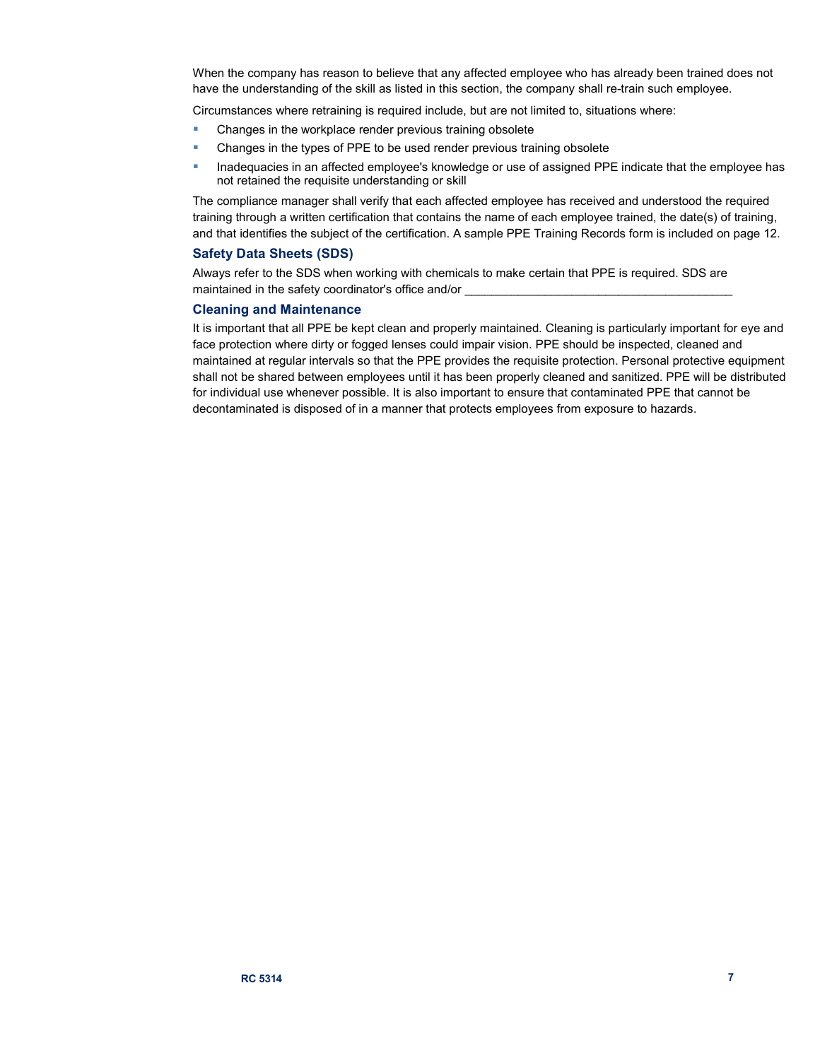When the company has reason to believe that any affected employee who has already been trained does not have the understanding of the skill as listed in this section, the company shall re-train such employee.

Circumstances where retraining is required include, but are not limited to, situations where:

- Changes in the workplace render previous training obsolete
- Changes in the types of PPE to be used render previous training obsolete
- Inadequacies in an affected employee's knowledge or use of assigned PPE indicate that the employee has not retained the requisite understanding or skill

The compliance manager shall verify that each affected employee has received and understood the required training through a written certification that contains the name of each employee trained, the date(s) of training, and that identifies the subject of the certification. A sample PPE Training Records form is included on page 12.

### Safety Data Sheets (SDS)

Always refer to the SDS when working with chemicals to make certain that PPE is required. SDS are maintained in the safety coordinator's office and/or ________________________________________

### Cleaning and Maintenance

It is important that all PPE be kept clean and properly maintained. Cleaning is particularly important for eye and face protection where dirty or fogged lenses could impair vision. PPE should be inspected, cleaned and maintained at regular intervals so that the PPE provides the requisite protection. Personal protective equipment shall not be shared between employees until it has been properly cleaned and sanitized. PPE will be distributed for individual use whenever possible. It is also important to ensure that contaminated PPE that cannot be decontaminated is disposed of in a manner that protects employees from exposure to hazards.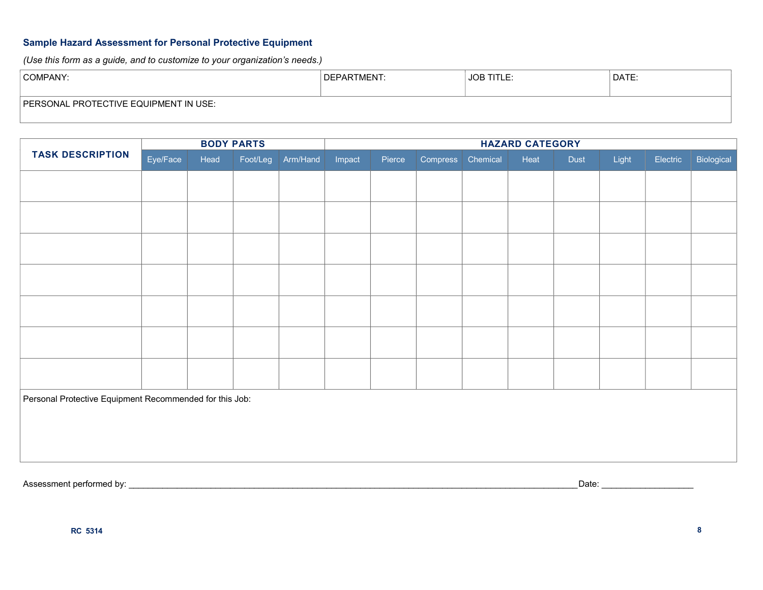### Sample Hazard Assessment for Personal Protective Equipment

*(Use this form as a guide, and to customize to your organization's needs.)*

| COMPANY: | DEPARTMENT: | JOB TITLE: | DATE: |
|---|---|---|---|
| PERSONAL PROTECTIVE EQUIPMENT IN USE: | | | |

| TASK DESCRIPTION | BODY PARTS | | | | HAZARD CATEGORY | | | | | | | | |
|---|---|---|---|---|---|---|---|---|---|---|---|---|---|
| | Eye/Face | Head | Foot/Leg | Arm/Hand | Impact | Pierce | Compress | Chemical | Heat | Dust | Light | Electric | Biological |
| | | | | | | | | | | | | | |
| | | | | | | | | | | | | | |
| | | | | | | | | | | | | | |
| | | | | | | | | | | | | | |
| | | | | | | | | | | | | | |
| | | | | | | | | | | | | | |
| | | | | | | | | | | | | | |

Personal Protective Equipment Recommended for this Job:

Assessment performed by: ______________________________________________________________________________________ Date: __________________

RC 5314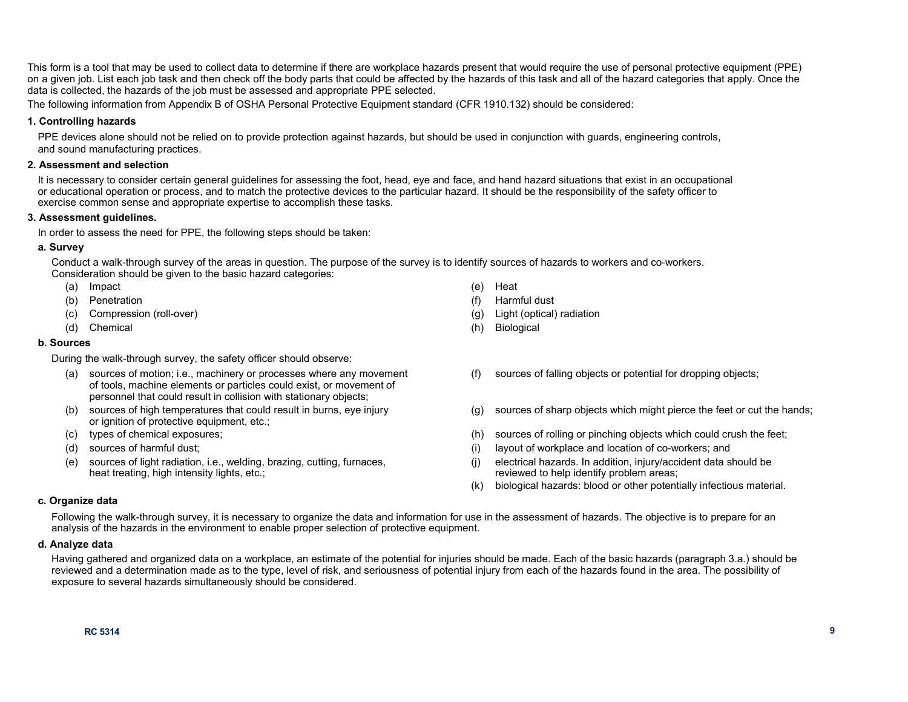This form is a tool that may be used to collect data to determine if there are workplace hazards present that would require the use of personal protective equipment (PPE) on a given job. List each job task and then check off the body parts that could be affected by the hazards of this task and all of the hazard categories that apply. Once the data is collected, the hazards of the job must be assessed and appropriate PPE selected.

The following information from Appendix B of OSHA Personal Protective Equipment standard (CFR 1910.132) should be considered:

**1. Controlling hazards**

PPE devices alone should not be relied on to provide protection against hazards, but should be used in conjunction with guards, engineering controls, and sound manufacturing practices.

**2. Assessment and selection**

It is necessary to consider certain general guidelines for assessing the foot, head, eye and face, and hand hazard situations that exist in an occupational or educational operation or process, and to match the protective devices to the particular hazard. It should be the responsibility of the safety officer to exercise common sense and appropriate expertise to accomplish these tasks.

**3. Assessment guidelines.**

In order to assess the need for PPE, the following steps should be taken:

**a. Survey**

Conduct a walk-through survey of the areas in question. The purpose of the survey is to identify sources of hazards to workers and co-workers. Consideration should be given to the basic hazard categories:

- (a) Impact
- (b) Penetration
- (c) Compression (roll-over)
- (d) Chemical
- (e) Heat
- (f) Harmful dust
- (g) Light (optical) radiation
- (h) Biological

**b. Sources**

During the walk-through survey, the safety officer should observe:

- (a) sources of motion; i.e., machinery or processes where any movement of tools, machine elements or particles could exist, or movement of personnel that could result in collision with stationary objects;
- (b) sources of high temperatures that could result in burns, eye injury or ignition of protective equipment, etc.;
- (c) types of chemical exposures;
- (d) sources of harmful dust;
- (e) sources of light radiation, i.e., welding, brazing, cutting, furnaces, heat treating, high intensity lights, etc.;
- (f) sources of falling objects or potential for dropping objects;
- (g) sources of sharp objects which might pierce the feet or cut the hands;
- (h) sources of rolling or pinching objects which could crush the feet;
- (i) layout of workplace and location of co-workers; and
- (j) electrical hazards. In addition, injury/accident data should be reviewed to help identify problem areas;
- (k) biological hazards: blood or other potentially infectious material.

**c. Organize data**

Following the walk-through survey, it is necessary to organize the data and information for use in the assessment of hazards. The objective is to prepare for an analysis of the hazards in the environment to enable proper selection of protective equipment.

**d. Analyze data**

Having gathered and organized data on a workplace, an estimate of the potential for injuries should be made. Each of the basic hazards (paragraph 3.a.) should be reviewed and a determination made as to the type, level of risk, and seriousness of potential injury from each of the hazards found in the area. The possibility of exposure to several hazards simultaneously should be considered.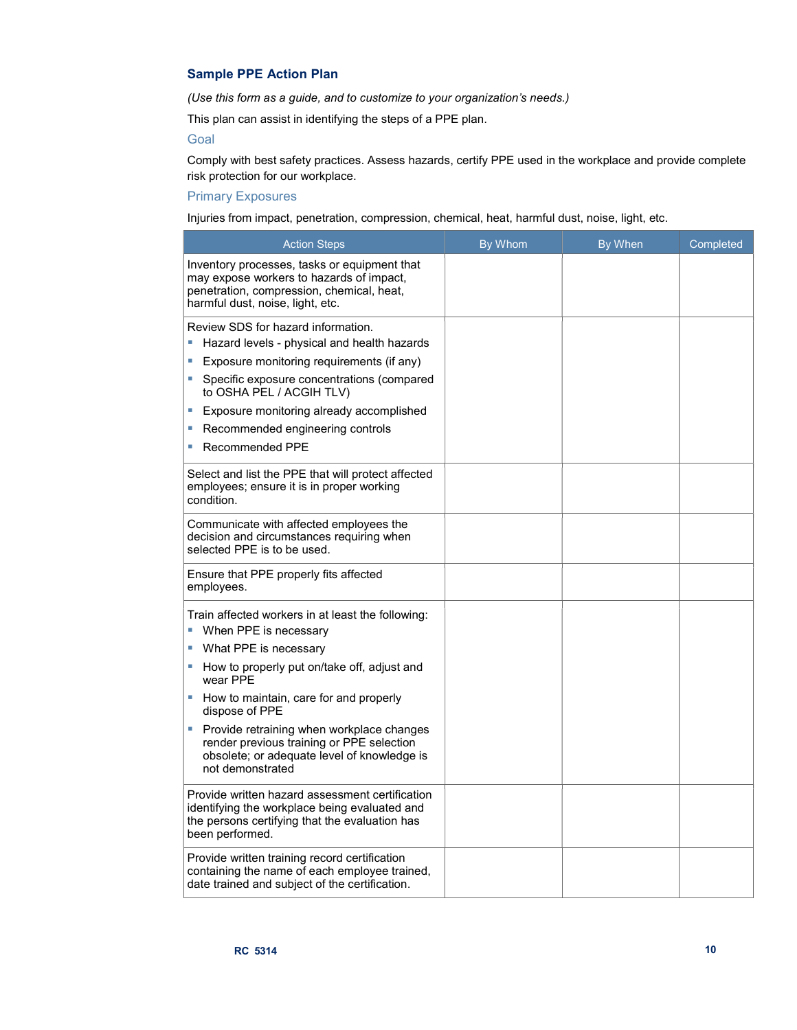## Sample PPE Action Plan

*(Use this form as a guide, and to customize to your organization's needs.)*

This plan can assist in identifying the steps of a PPE plan.

### Goal

Comply with best safety practices. Assess hazards, certify PPE used in the workplace and provide complete risk protection for our workplace.

### Primary Exposures

Injuries from impact, penetration, compression, chemical, heat, harmful dust, noise, light, etc.

| Action Steps | By Whom | By When | Completed |
|---|---|---|---|
| Inventory processes, tasks or equipment that may expose workers to hazards of impact, penetration, compression, chemical, heat, harmful dust, noise, light, etc. | | | |
| Review SDS for hazard information.<br>▪ Hazard levels - physical and health hazards<br>▪ Exposure monitoring requirements (if any)<br>▪ Specific exposure concentrations (compared to OSHA PEL / ACGIH TLV)<br>▪ Exposure monitoring already accomplished<br>▪ Recommended engineering controls<br>▪ Recommended PPE | | | |
| Select and list the PPE that will protect affected employees; ensure it is in proper working condition. | | | |
| Communicate with affected employees the decision and circumstances requiring when selected PPE is to be used. | | | |
| Ensure that PPE properly fits affected employees. | | | |
| Train affected workers in at least the following:<br>▪ When PPE is necessary<br>▪ What PPE is necessary<br>▪ How to properly put on/take off, adjust and wear PPE<br>▪ How to maintain, care for and properly dispose of PPE<br>▪ Provide retraining when workplace changes render previous training or PPE selection obsolete; or adequate level of knowledge is not demonstrated | | | |
| Provide written hazard assessment certification identifying the workplace being evaluated and the persons certifying that the evaluation has been performed. | | | |
| Provide written training record certification containing the name of each employee trained, date trained and subject of the certification. | | | |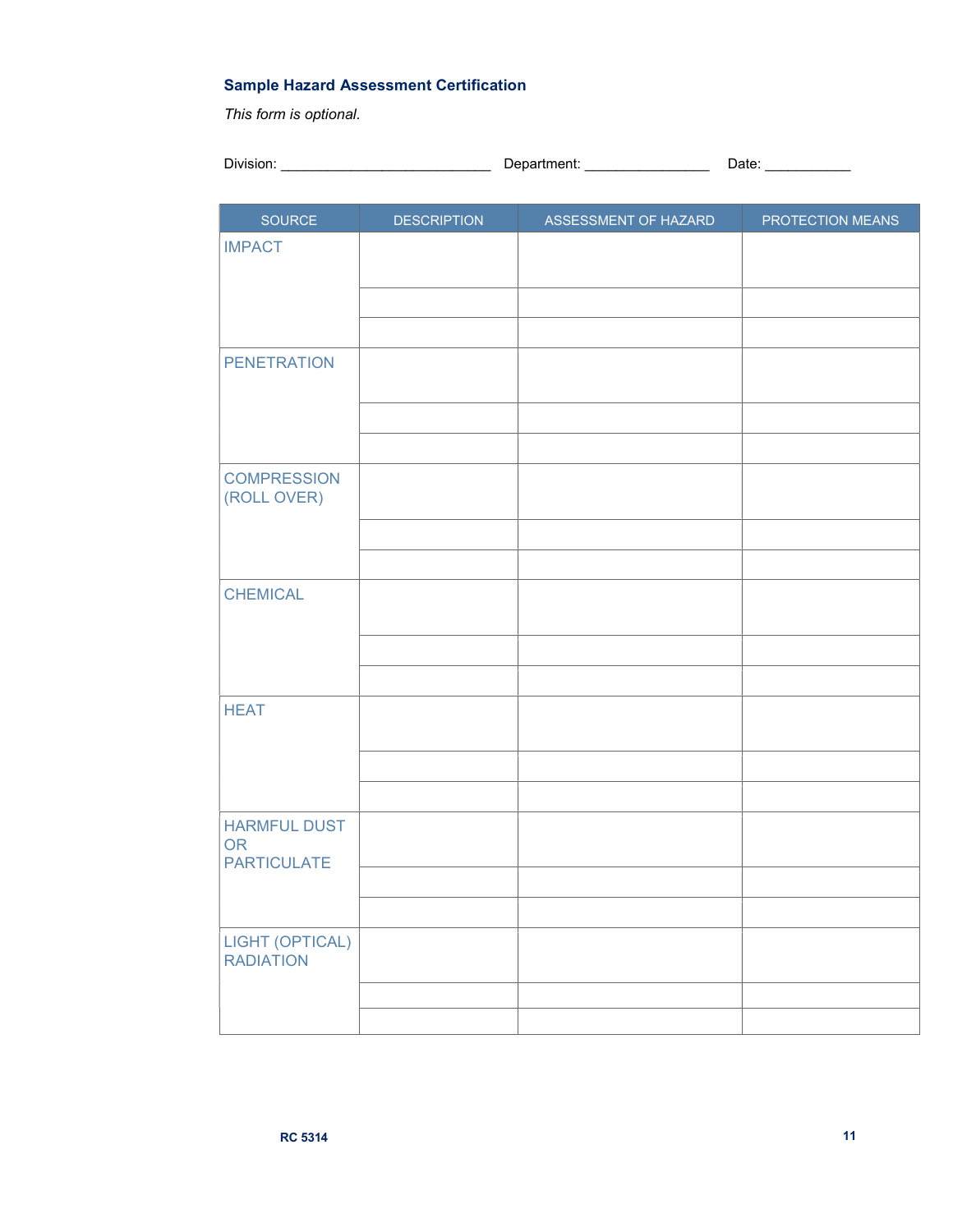### Sample Hazard Assessment Certification

*This form is optional.*

Division: ___________________________ Department: ________________ Date: ___________

| SOURCE | DESCRIPTION | ASSESSMENT OF HAZARD | PROTECTION MEANS |
|---|---|---|---|
| IMPACT | | | |
| | | | |
| | | | |
| PENETRATION | | | |
| | | | |
| | | | |
| COMPRESSION (ROLL OVER) | | | |
| | | | |
| | | | |
| CHEMICAL | | | |
| | | | |
| | | | |
| HEAT | | | |
| | | | |
| | | | |
| HARMFUL DUST OR PARTICULATE | | | |
| | | | |
| | | | |
| LIGHT (OPTICAL) RADIATION | | | |
| | | | |
| | | | |

RC 5314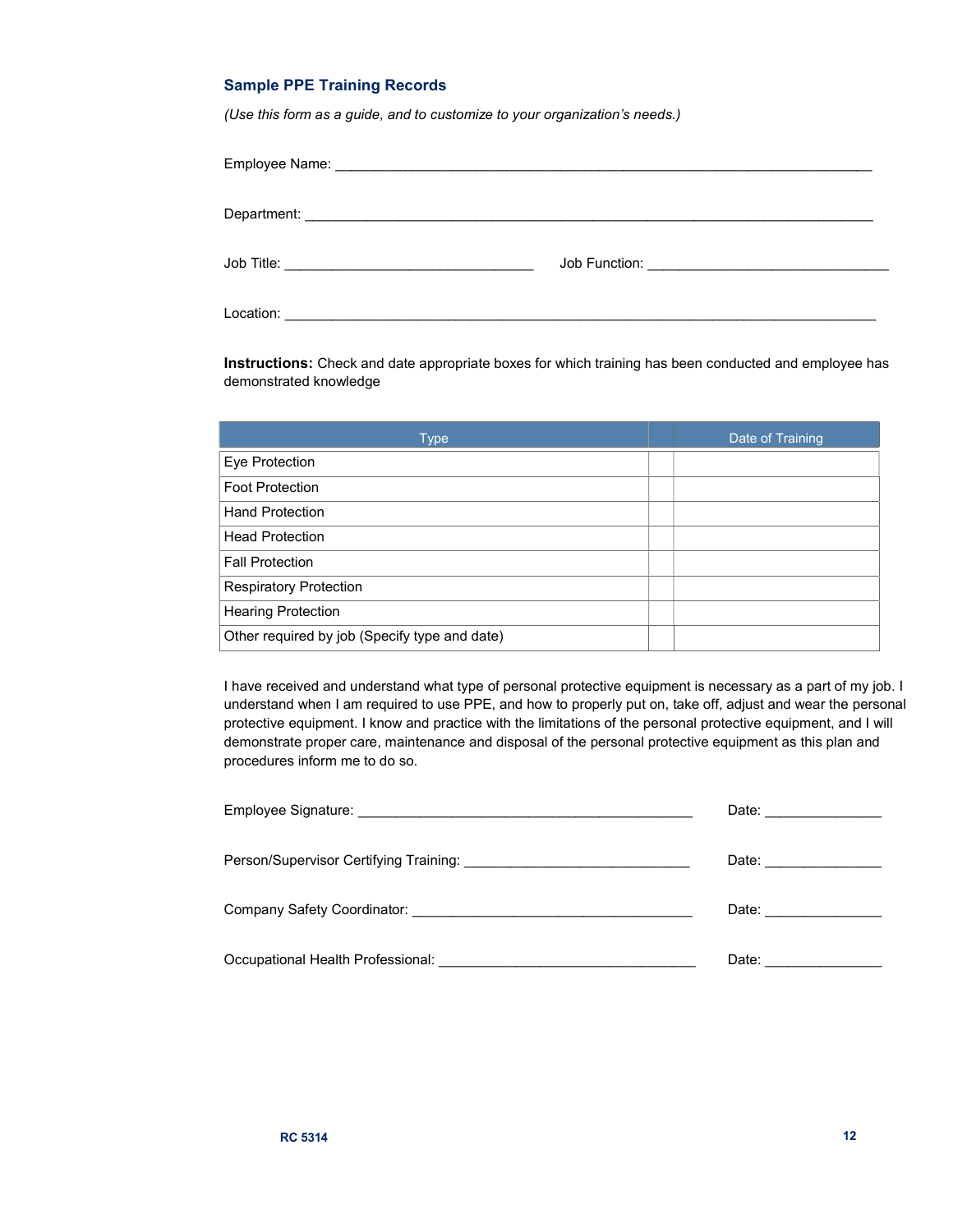## Sample PPE Training Records

*(Use this form as a guide, and to customize to your organization's needs.)*

Employee Name: ______________________________________________________________________

Department: ________________________________________________________________________

Job Title: ________________________________ Job Function: ________________________________

Location: __________________________________________________________________________

**Instructions:** Check and date appropriate boxes for which training has been conducted and employee has demonstrated knowledge

| Type | | Date of Training |
|---|---|---|
| Eye Protection | | |
| Foot Protection | | |
| Hand Protection | | |
| Head Protection | | |
| Fall Protection | | |
| Respiratory Protection | | |
| Hearing Protection | | |
| Other required by job (Specify type and date) | | |

I have received and understand what type of personal protective equipment is necessary as a part of my job. I understand when I am required to use PPE, and how to properly put on, take off, adjust and wear the personal protective equipment. I know and practice with the limitations of the personal protective equipment, and I will demonstrate proper care, maintenance and disposal of the personal protective equipment as this plan and procedures inform me to do so.

Employee Signature: ____________________________________________ Date: _______________

Person/Supervisor Certifying Training: ______________________________ Date: _______________

Company Safety Coordinator: ____________________________________ Date: _______________

Occupational Health Professional: __________________________________ Date: _______________

RC 5314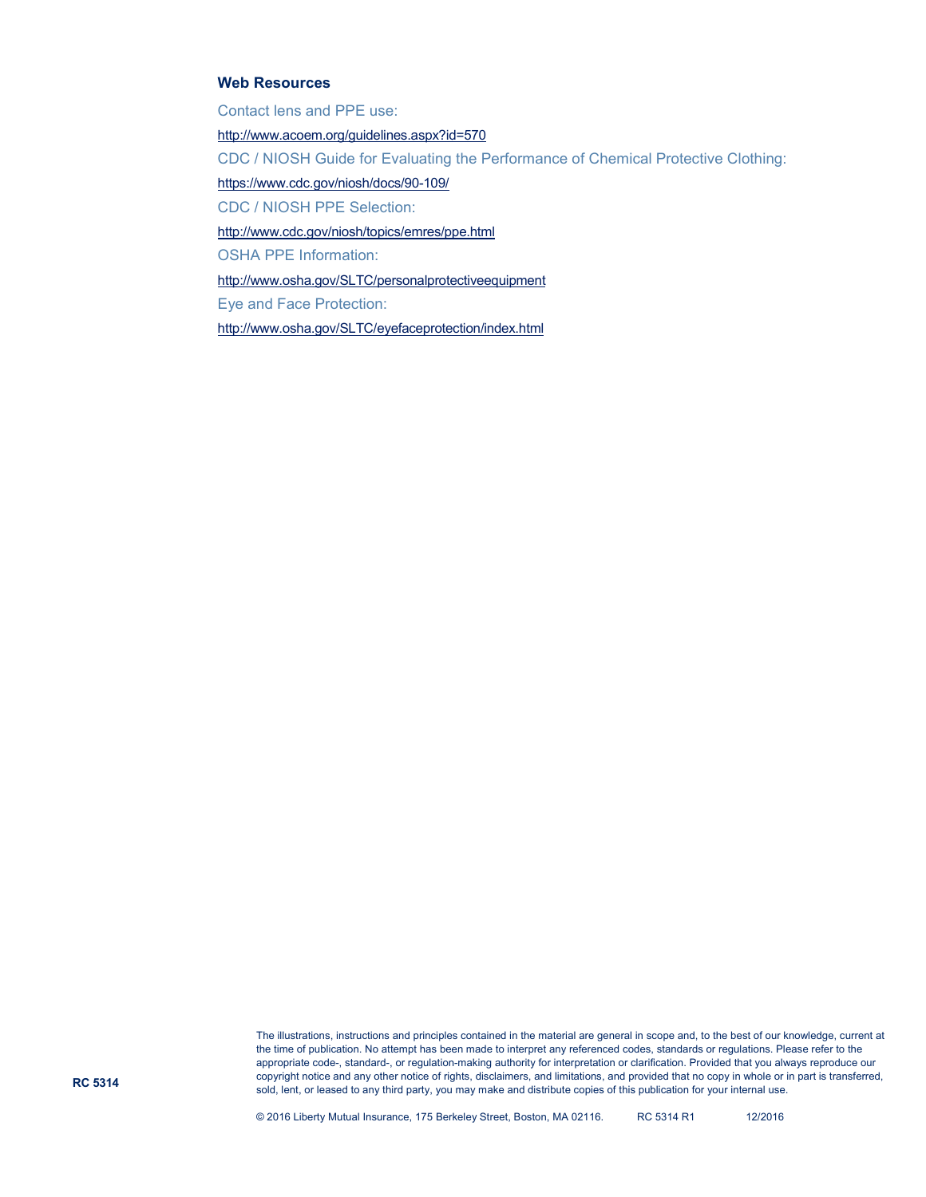### Web Resources

Contact lens and PPE use:

http://www.acoem.org/guidelines.aspx?id=570

CDC / NIOSH Guide for Evaluating the Performance of Chemical Protective Clothing:

https://www.cdc.gov/niosh/docs/90-109/

CDC / NIOSH PPE Selection:

http://www.cdc.gov/niosh/topics/emres/ppe.html

OSHA PPE Information:

http://www.osha.gov/SLTC/personalprotectiveequipment

Eye and Face Protection:

http://www.osha.gov/SLTC/eyefaceprotection/index.html

The illustrations, instructions and principles contained in the material are general in scope and, to the best of our knowledge, current at the time of publication. No attempt has been made to interpret any referenced codes, standards or regulations. Please refer to the appropriate code-, standard-, or regulation-making authority for interpretation or clarification. Provided that you always reproduce our copyright notice and any other notice of rights, disclaimers, and limitations, and provided that no copy in whole or in part is transferred, sold, lent, or leased to any third party, you may make and distribute copies of this publication for your internal use.

**RC 5314**

© 2016 Liberty Mutual Insurance, 175 Berkeley Street, Boston, MA 02116. RC 5314 R1 12/2016